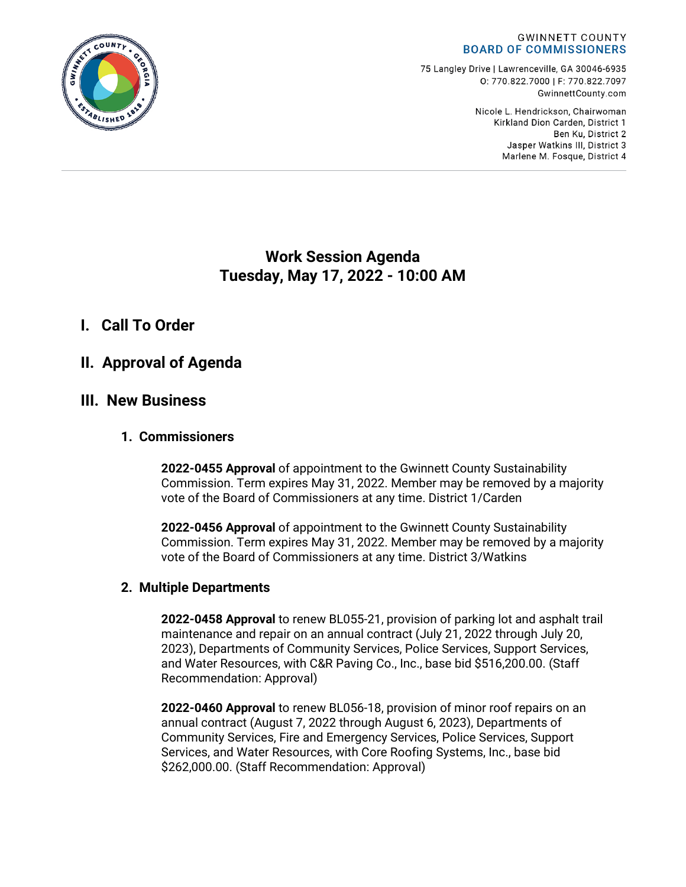GWINNETT COUNTY
**BOARD OF COMMISSIONERS**

75 Langley Drive | Lawrenceville, GA 30046-6935
O: 770.822.7000 | F: 770.822.7097
GwinnettCounty.com

Nicole L. Hendrickson, Chairwoman
Kirkland Dion Carden, District 1
Ben Ku, District 2
Jasper Watkins III, District 3
Marlene M. Fosque, District 4

# Work Session Agenda
# Tuesday, May 17, 2022 - 10:00 AM

## I. Call To Order

## II. Approval of Agenda

## III. New Business

### 1. Commissioners

**2022-0455 Approval** of appointment to the Gwinnett County Sustainability Commission. Term expires May 31, 2022. Member may be removed by a majority vote of the Board of Commissioners at any time. District 1/Carden

**2022-0456 Approval** of appointment to the Gwinnett County Sustainability Commission. Term expires May 31, 2022. Member may be removed by a majority vote of the Board of Commissioners at any time. District 3/Watkins

### 2. Multiple Departments

**2022-0458 Approval** to renew BL055-21, provision of parking lot and asphalt trail maintenance and repair on an annual contract (July 21, 2022 through July 20, 2023), Departments of Community Services, Police Services, Support Services, and Water Resources, with C&R Paving Co., Inc., base bid $516,200.00. (Staff Recommendation: Approval)

**2022-0460 Approval** to renew BL056-18, provision of minor roof repairs on an annual contract (August 7, 2022 through August 6, 2023), Departments of Community Services, Fire and Emergency Services, Police Services, Support Services, and Water Resources, with Core Roofing Systems, Inc., base bid $262,000.00. (Staff Recommendation: Approval)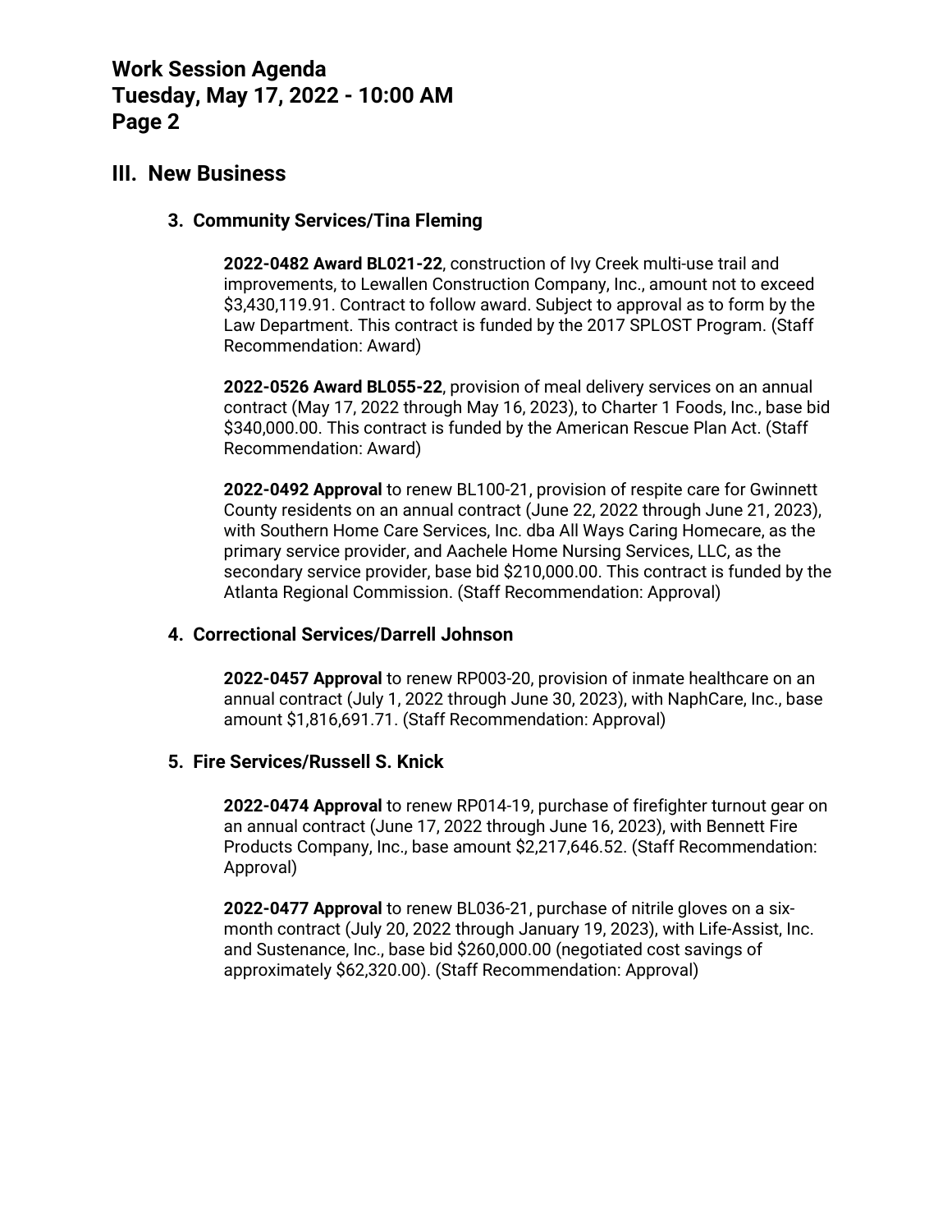## III. New Business

### 3. Community Services/Tina Fleming

**2022-0482 Award BL021-22**, construction of Ivy Creek multi-use trail and improvements, to Lewallen Construction Company, Inc., amount not to exceed $3,430,119.91. Contract to follow award. Subject to approval as to form by the Law Department. This contract is funded by the 2017 SPLOST Program. (Staff Recommendation: Award)

**2022-0526 Award BL055-22**, provision of meal delivery services on an annual contract (May 17, 2022 through May 16, 2023), to Charter 1 Foods, Inc., base bid $340,000.00. This contract is funded by the American Rescue Plan Act. (Staff Recommendation: Award)

**2022-0492 Approval** to renew BL100-21, provision of respite care for Gwinnett County residents on an annual contract (June 22, 2022 through June 21, 2023), with Southern Home Care Services, Inc. dba All Ways Caring Homecare, as the primary service provider, and Aachele Home Nursing Services, LLC, as the secondary service provider, base bid $210,000.00. This contract is funded by the Atlanta Regional Commission. (Staff Recommendation: Approval)

### 4. Correctional Services/Darrell Johnson

**2022-0457 Approval** to renew RP003-20, provision of inmate healthcare on an annual contract (July 1, 2022 through June 30, 2023), with NaphCare, Inc., base amount $1,816,691.71. (Staff Recommendation: Approval)

### 5. Fire Services/Russell S. Knick

**2022-0474 Approval** to renew RP014-19, purchase of firefighter turnout gear on an annual contract (June 17, 2022 through June 16, 2023), with Bennett Fire Products Company, Inc., base amount $2,217,646.52. (Staff Recommendation: Approval)

**2022-0477 Approval** to renew BL036-21, purchase of nitrile gloves on a six-month contract (July 20, 2022 through January 19, 2023), with Life-Assist, Inc. and Sustenance, Inc., base bid $260,000.00 (negotiated cost savings of approximately $62,320.00). (Staff Recommendation: Approval)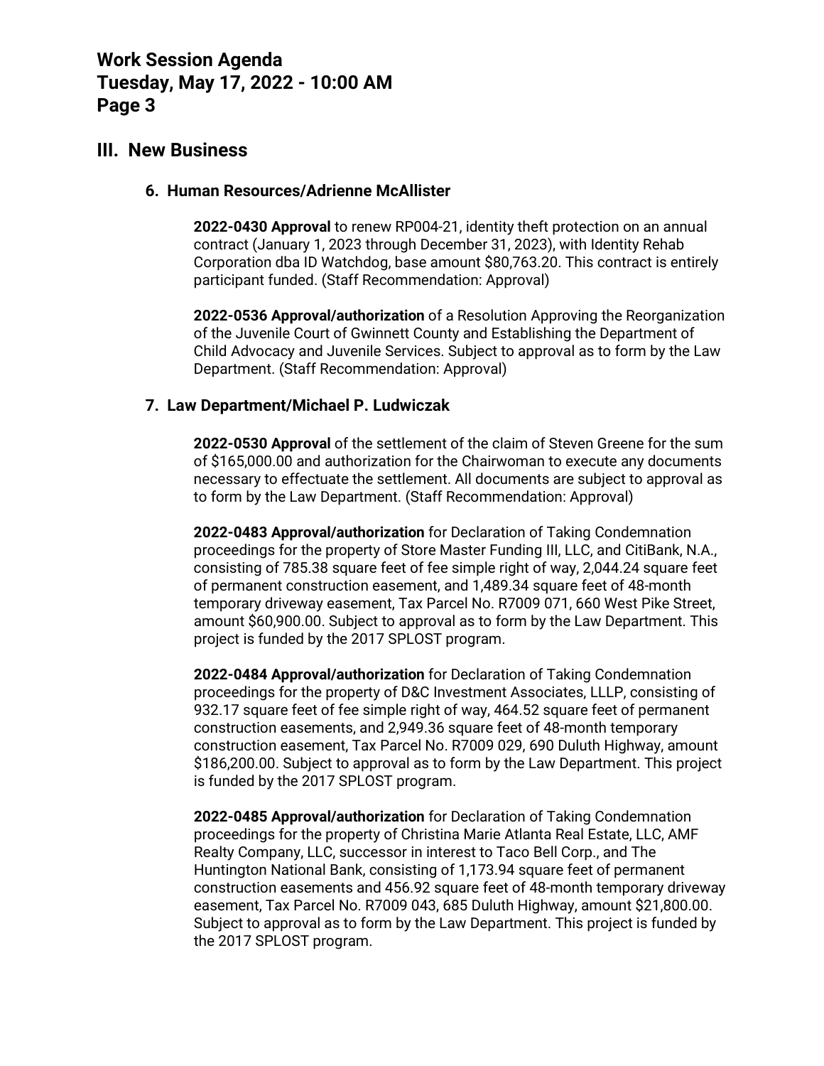## III. New Business

### 6. Human Resources/Adrienne McAllister

**2022-0430 Approval** to renew RP004-21, identity theft protection on an annual contract (January 1, 2023 through December 31, 2023), with Identity Rehab Corporation dba ID Watchdog, base amount $80,763.20. This contract is entirely participant funded. (Staff Recommendation: Approval)

**2022-0536 Approval/authorization** of a Resolution Approving the Reorganization of the Juvenile Court of Gwinnett County and Establishing the Department of Child Advocacy and Juvenile Services. Subject to approval as to form by the Law Department. (Staff Recommendation: Approval)

### 7. Law Department/Michael P. Ludwiczak

**2022-0530 Approval** of the settlement of the claim of Steven Greene for the sum of $165,000.00 and authorization for the Chairwoman to execute any documents necessary to effectuate the settlement. All documents are subject to approval as to form by the Law Department. (Staff Recommendation: Approval)

**2022-0483 Approval/authorization** for Declaration of Taking Condemnation proceedings for the property of Store Master Funding III, LLC, and CitiBank, N.A., consisting of 785.38 square feet of fee simple right of way, 2,044.24 square feet of permanent construction easement, and 1,489.34 square feet of 48-month temporary driveway easement, Tax Parcel No. R7009 071, 660 West Pike Street, amount $60,900.00. Subject to approval as to form by the Law Department. This project is funded by the 2017 SPLOST program.

**2022-0484 Approval/authorization** for Declaration of Taking Condemnation proceedings for the property of D&C Investment Associates, LLLP, consisting of 932.17 square feet of fee simple right of way, 464.52 square feet of permanent construction easements, and 2,949.36 square feet of 48-month temporary construction easement, Tax Parcel No. R7009 029, 690 Duluth Highway, amount $186,200.00. Subject to approval as to form by the Law Department. This project is funded by the 2017 SPLOST program.

**2022-0485 Approval/authorization** for Declaration of Taking Condemnation proceedings for the property of Christina Marie Atlanta Real Estate, LLC, AMF Realty Company, LLC, successor in interest to Taco Bell Corp., and The Huntington National Bank, consisting of 1,173.94 square feet of permanent construction easements and 456.92 square feet of 48-month temporary driveway easement, Tax Parcel No. R7009 043, 685 Duluth Highway, amount $21,800.00. Subject to approval as to form by the Law Department. This project is funded by the 2017 SPLOST program.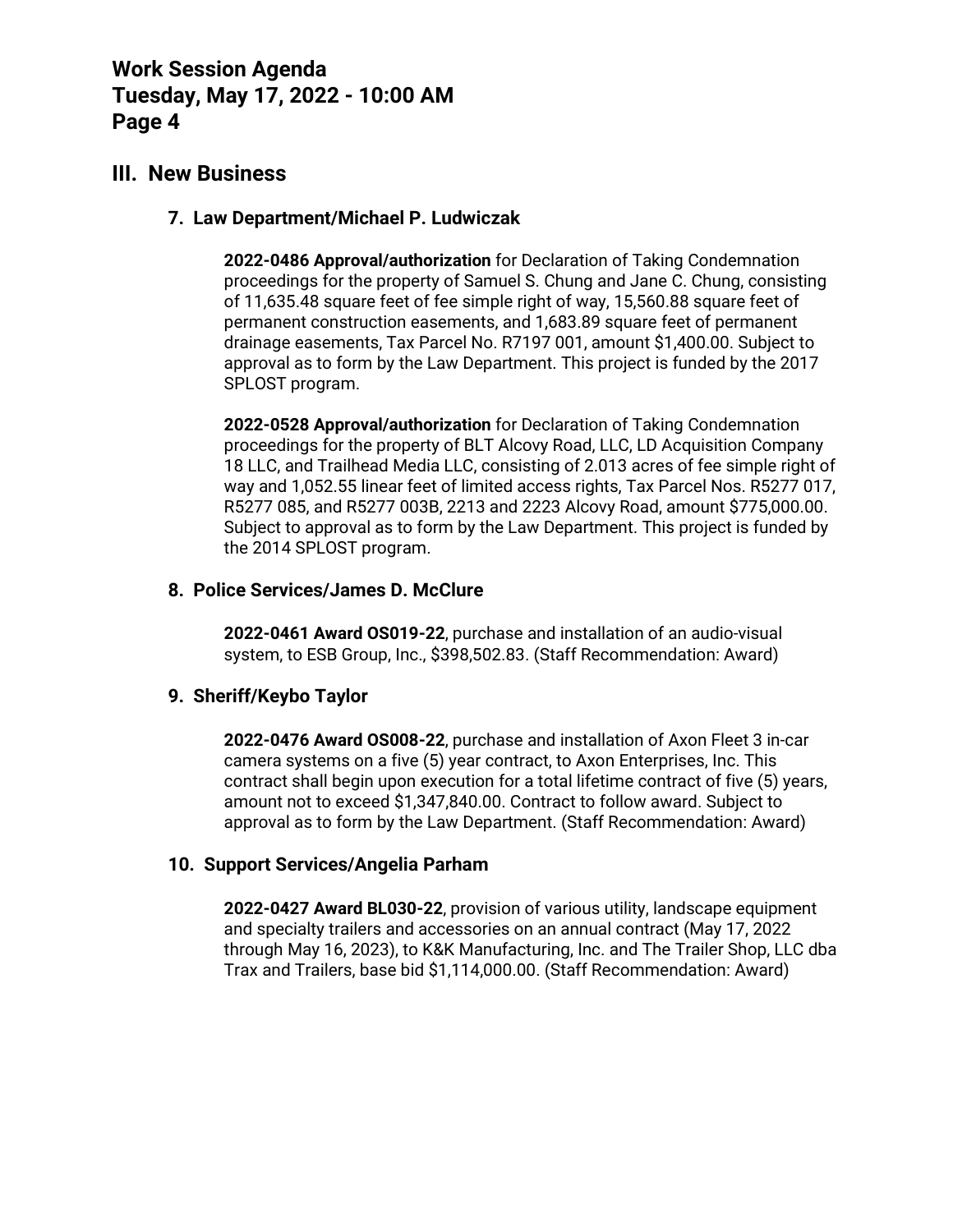## III. New Business

### 7. Law Department/Michael P. Ludwiczak

**2022-0486 Approval/authorization** for Declaration of Taking Condemnation proceedings for the property of Samuel S. Chung and Jane C. Chung, consisting of 11,635.48 square feet of fee simple right of way, 15,560.88 square feet of permanent construction easements, and 1,683.89 square feet of permanent drainage easements, Tax Parcel No. R7197 001, amount $1,400.00. Subject to approval as to form by the Law Department. This project is funded by the 2017 SPLOST program.

**2022-0528 Approval/authorization** for Declaration of Taking Condemnation proceedings for the property of BLT Alcovy Road, LLC, LD Acquisition Company 18 LLC, and Trailhead Media LLC, consisting of 2.013 acres of fee simple right of way and 1,052.55 linear feet of limited access rights, Tax Parcel Nos. R5277 017, R5277 085, and R5277 003B, 2213 and 2223 Alcovy Road, amount $775,000.00. Subject to approval as to form by the Law Department. This project is funded by the 2014 SPLOST program.

### 8. Police Services/James D. McClure

**2022-0461 Award OS019-22**, purchase and installation of an audio-visual system, to ESB Group, Inc., $398,502.83. (Staff Recommendation: Award)

### 9. Sheriff/Keybo Taylor

**2022-0476 Award OS008-22**, purchase and installation of Axon Fleet 3 in-car camera systems on a five (5) year contract, to Axon Enterprises, Inc. This contract shall begin upon execution for a total lifetime contract of five (5) years, amount not to exceed $1,347,840.00. Contract to follow award. Subject to approval as to form by the Law Department. (Staff Recommendation: Award)

### 10. Support Services/Angelia Parham

**2022-0427 Award BL030-22**, provision of various utility, landscape equipment and specialty trailers and accessories on an annual contract (May 17, 2022 through May 16, 2023), to K&K Manufacturing, Inc. and The Trailer Shop, LLC dba Trax and Trailers, base bid $1,114,000.00. (Staff Recommendation: Award)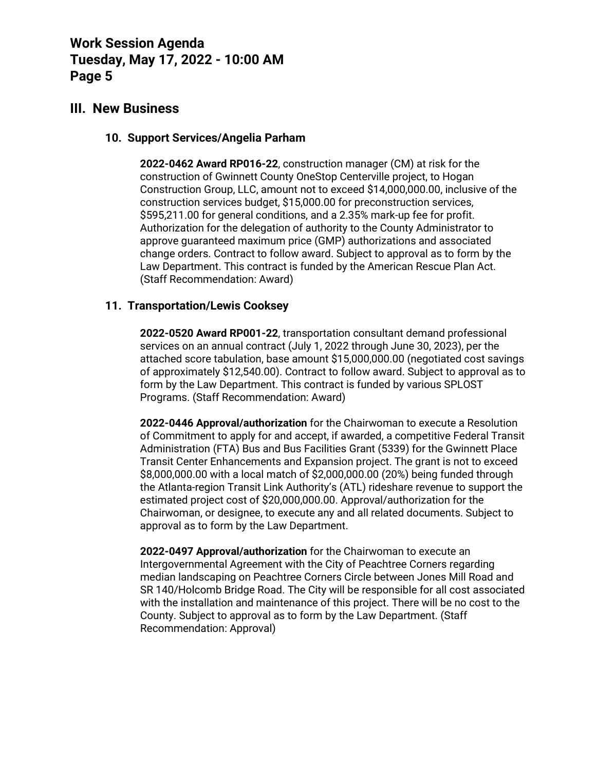## III. New Business

### 10. Support Services/Angelia Parham

**2022-0462 Award RP016-22**, construction manager (CM) at risk for the construction of Gwinnett County OneStop Centerville project, to Hogan Construction Group, LLC, amount not to exceed $14,000,000.00, inclusive of the construction services budget, $15,000.00 for preconstruction services, $595,211.00 for general conditions, and a 2.35% mark-up fee for profit. Authorization for the delegation of authority to the County Administrator to approve guaranteed maximum price (GMP) authorizations and associated change orders. Contract to follow award. Subject to approval as to form by the Law Department. This contract is funded by the American Rescue Plan Act. (Staff Recommendation: Award)

### 11. Transportation/Lewis Cooksey

**2022-0520 Award RP001-22**, transportation consultant demand professional services on an annual contract (July 1, 2022 through June 30, 2023), per the attached score tabulation, base amount $15,000,000.00 (negotiated cost savings of approximately $12,540.00). Contract to follow award. Subject to approval as to form by the Law Department. This contract is funded by various SPLOST Programs. (Staff Recommendation: Award)

**2022-0446 Approval/authorization** for the Chairwoman to execute a Resolution of Commitment to apply for and accept, if awarded, a competitive Federal Transit Administration (FTA) Bus and Bus Facilities Grant (5339) for the Gwinnett Place Transit Center Enhancements and Expansion project. The grant is not to exceed $8,000,000.00 with a local match of $2,000,000.00 (20%) being funded through the Atlanta-region Transit Link Authority's (ATL) rideshare revenue to support the estimated project cost of $20,000,000.00. Approval/authorization for the Chairwoman, or designee, to execute any and all related documents. Subject to approval as to form by the Law Department.

**2022-0497 Approval/authorization** for the Chairwoman to execute an Intergovernmental Agreement with the City of Peachtree Corners regarding median landscaping on Peachtree Corners Circle between Jones Mill Road and SR 140/Holcomb Bridge Road. The City will be responsible for all cost associated with the installation and maintenance of this project. There will be no cost to the County. Subject to approval as to form by the Law Department. (Staff Recommendation: Approval)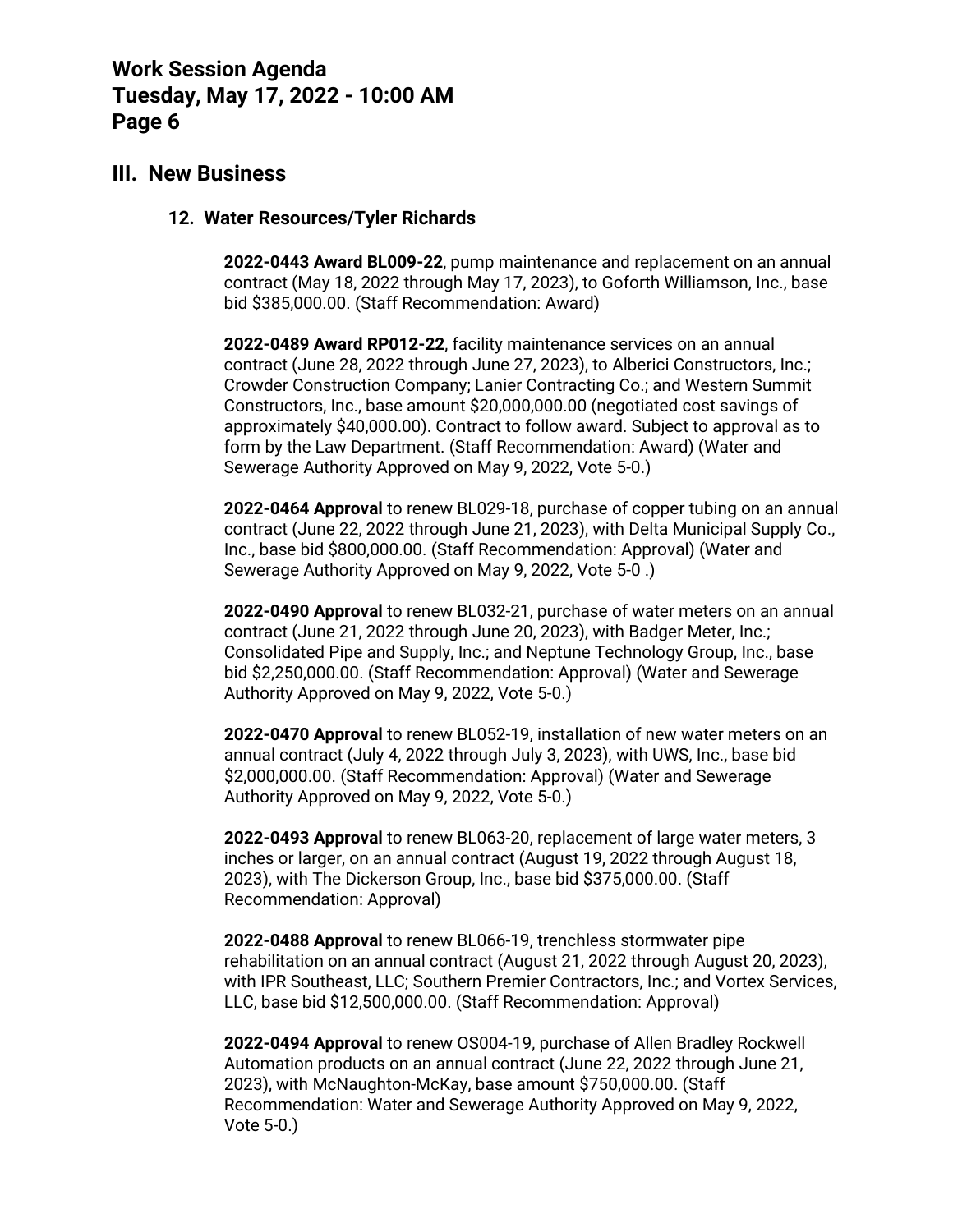## III. New Business

### 12. Water Resources/Tyler Richards

**2022-0443 Award BL009-22**, pump maintenance and replacement on an annual contract (May 18, 2022 through May 17, 2023), to Goforth Williamson, Inc., base bid $385,000.00. (Staff Recommendation: Award)

**2022-0489 Award RP012-22**, facility maintenance services on an annual contract (June 28, 2022 through June 27, 2023), to Alberici Constructors, Inc.; Crowder Construction Company; Lanier Contracting Co.; and Western Summit Constructors, Inc., base amount $20,000,000.00 (negotiated cost savings of approximately $40,000.00). Contract to follow award. Subject to approval as to form by the Law Department. (Staff Recommendation: Award) (Water and Sewerage Authority Approved on May 9, 2022, Vote 5-0.)

**2022-0464 Approval** to renew BL029-18, purchase of copper tubing on an annual contract (June 22, 2022 through June 21, 2023), with Delta Municipal Supply Co., Inc., base bid $800,000.00. (Staff Recommendation: Approval) (Water and Sewerage Authority Approved on May 9, 2022, Vote 5-0 .)

**2022-0490 Approval** to renew BL032-21, purchase of water meters on an annual contract (June 21, 2022 through June 20, 2023), with Badger Meter, Inc.; Consolidated Pipe and Supply, Inc.; and Neptune Technology Group, Inc., base bid $2,250,000.00. (Staff Recommendation: Approval) (Water and Sewerage Authority Approved on May 9, 2022, Vote 5-0.)

**2022-0470 Approval** to renew BL052-19, installation of new water meters on an annual contract (July 4, 2022 through July 3, 2023), with UWS, Inc., base bid $2,000,000.00. (Staff Recommendation: Approval) (Water and Sewerage Authority Approved on May 9, 2022, Vote 5-0.)

**2022-0493 Approval** to renew BL063-20, replacement of large water meters, 3 inches or larger, on an annual contract (August 19, 2022 through August 18, 2023), with The Dickerson Group, Inc., base bid $375,000.00. (Staff Recommendation: Approval)

**2022-0488 Approval** to renew BL066-19, trenchless stormwater pipe rehabilitation on an annual contract (August 21, 2022 through August 20, 2023), with IPR Southeast, LLC; Southern Premier Contractors, Inc.; and Vortex Services, LLC, base bid $12,500,000.00. (Staff Recommendation: Approval)

**2022-0494 Approval** to renew OS004-19, purchase of Allen Bradley Rockwell Automation products on an annual contract (June 22, 2022 through June 21, 2023), with McNaughton-McKay, base amount $750,000.00. (Staff Recommendation: Water and Sewerage Authority Approved on May 9, 2022, Vote 5-0.)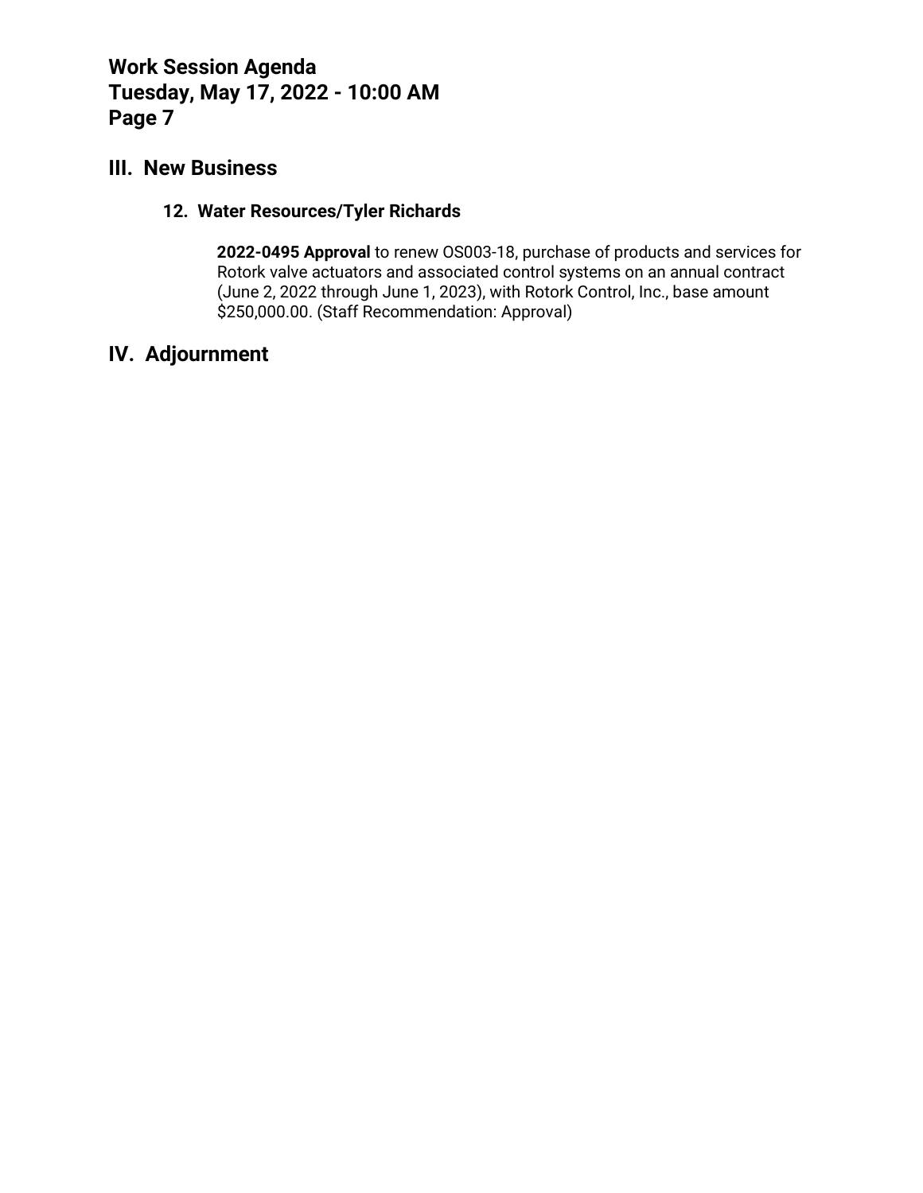## III. New Business

### 12. Water Resources/Tyler Richards

**2022-0495 Approval** to renew OS003-18, purchase of products and services for Rotork valve actuators and associated control systems on an annual contract (June 2, 2022 through June 1, 2023), with Rotork Control, Inc., base amount $250,000.00. (Staff Recommendation: Approval)

## IV. Adjournment